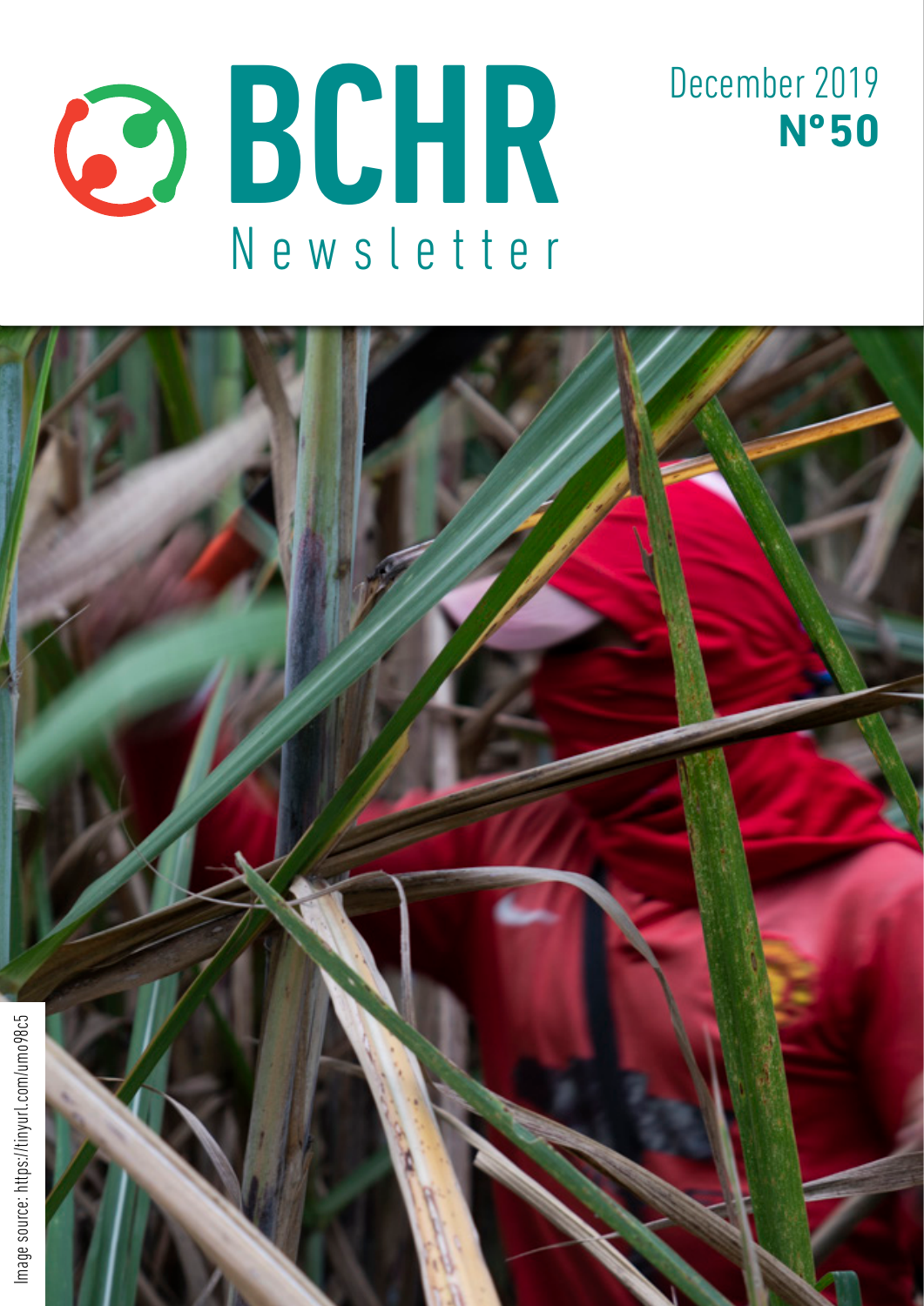# BCHR

Newsletter

December 2019

**N°50**

Image source: https://tinyurl.com/umo98c5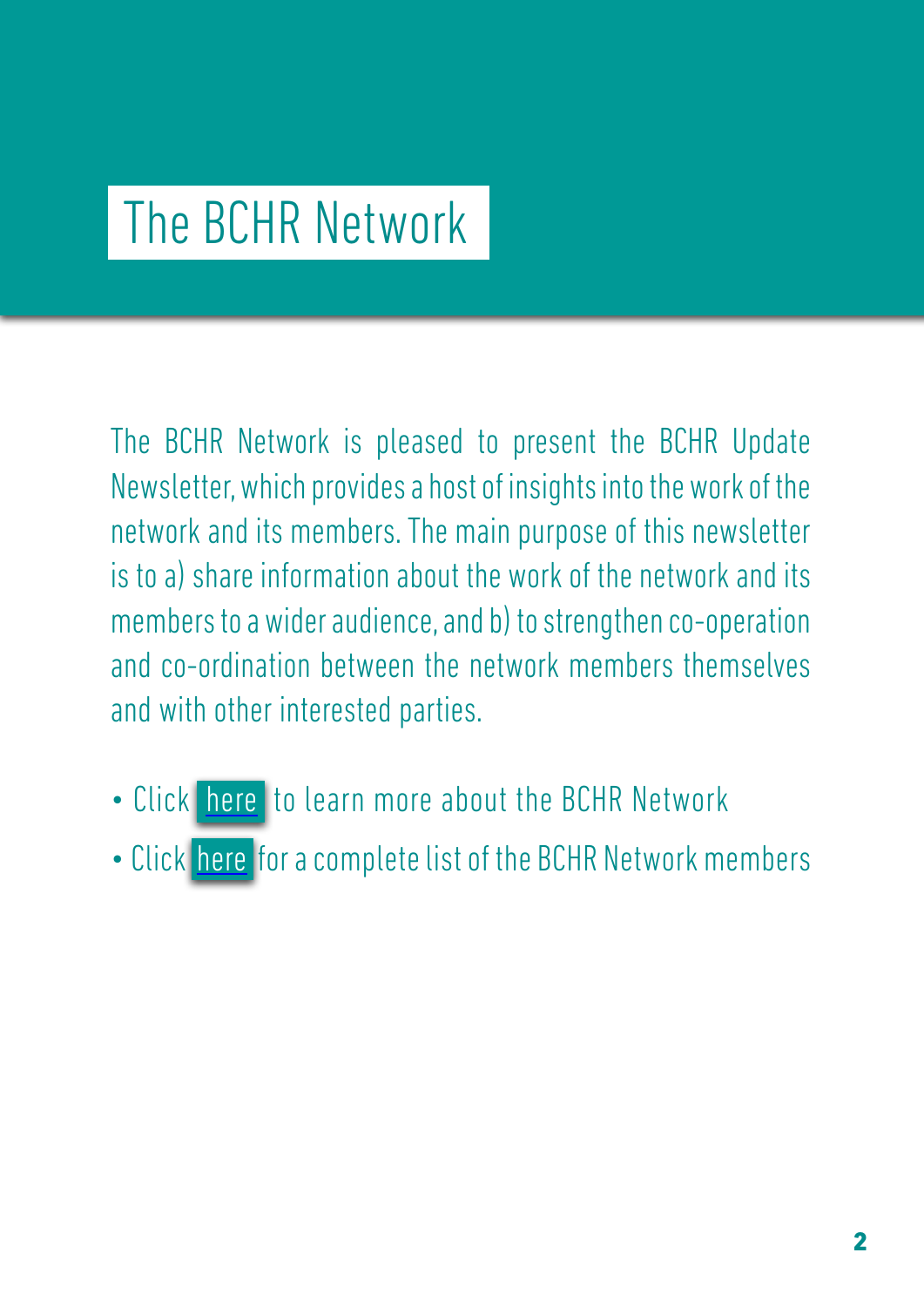# The BCHR Network

The BCHR Network is pleased to present the BCHR Update Newsletter, which provides a host of insights into the work of the network and its members. The main purpose of this newsletter is to a) share information about the work of the network and its members to a wider audience, and b) to strengthen co-operation and co-ordination between the network members themselves and with other interested parties.

- Click here to learn more about the BCHR Network
- Click here for a complete list of the BCHR Network members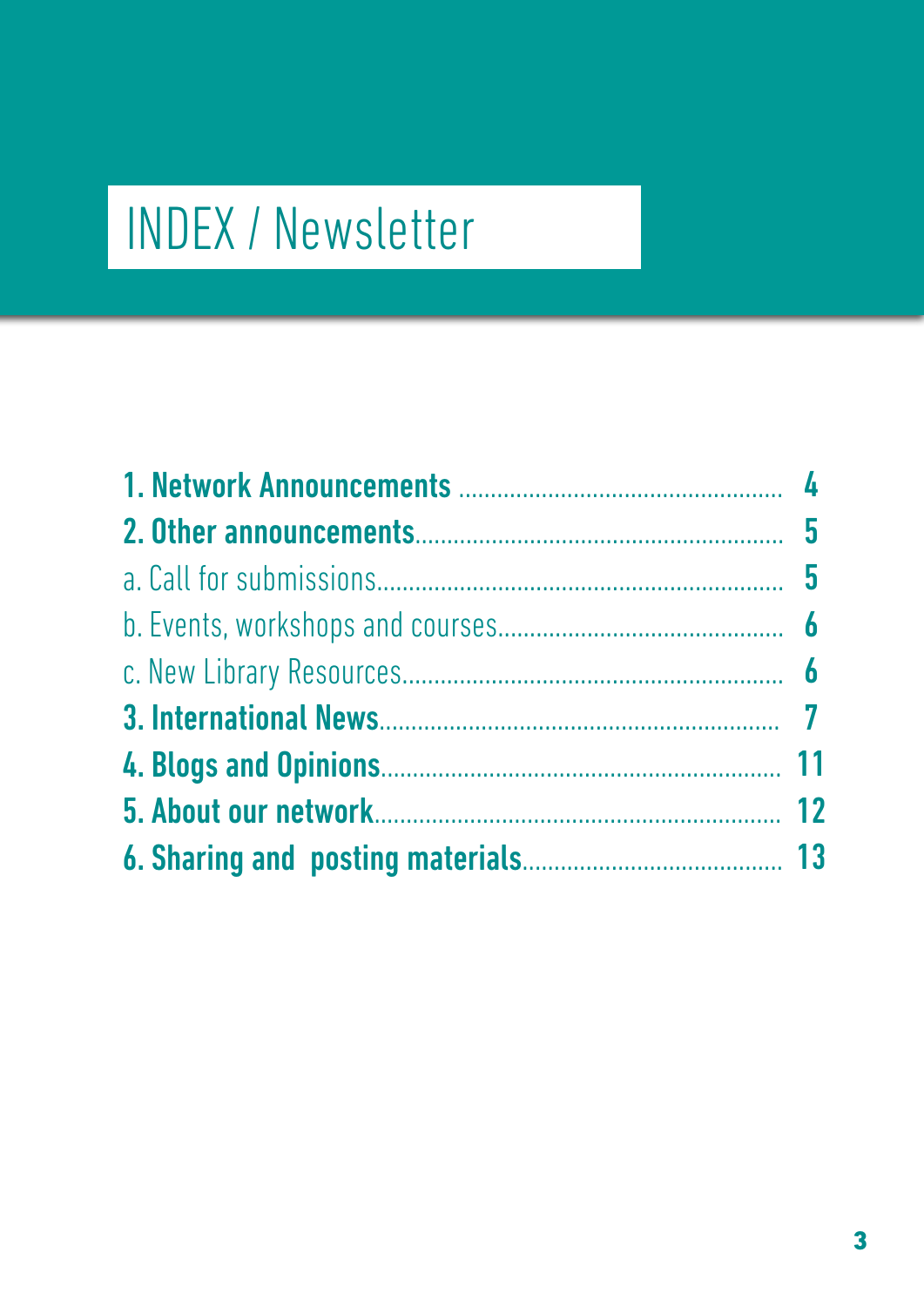# INDEX / Newsletter

| | |
|---|---|
| **1. Network Announcements** | **4** |
| **2. Other announcements** | **5** |
| a. Call for submissions | **5** |
| b. Events, workshops and courses | **6** |
| c. New Library Resources | **6** |
| **3. International News** | **7** |
| **4. Blogs and Opinions** | **11** |
| **5. About our network** | **12** |
| **6. Sharing and posting materials** | **13** |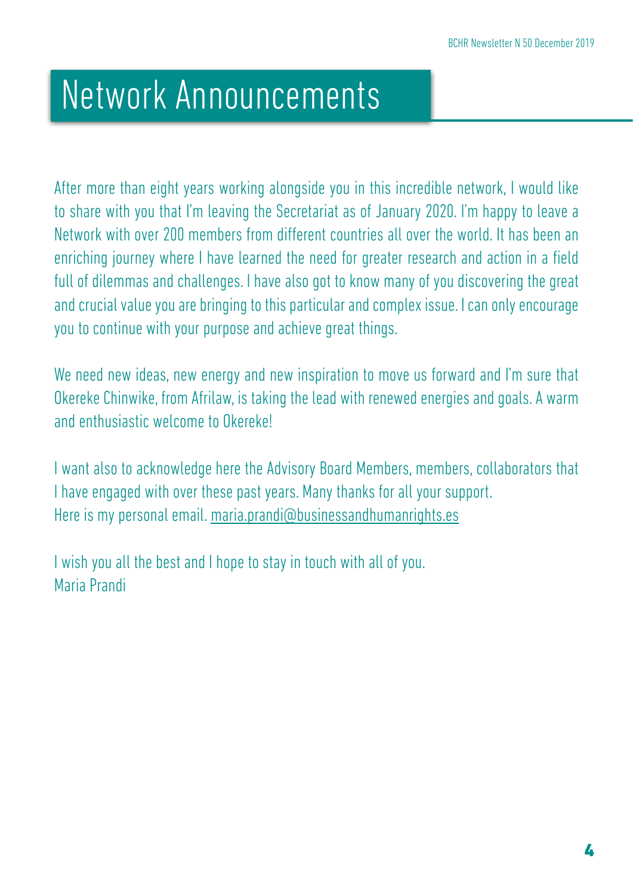# Network Announcements

After more than eight years working alongside you in this incredible network, I would like to share with you that I'm leaving the Secretariat as of January 2020. I'm happy to leave a Network with over 200 members from different countries all over the world. It has been an enriching journey where I have learned the need for greater research and action in a field full of dilemmas and challenges. I have also got to know many of you discovering the great and crucial value you are bringing to this particular and complex issue. I can only encourage you to continue with your purpose and achieve great things.

We need new ideas, new energy and new inspiration to move us forward and I'm sure that Okereke Chinwike, from Afrilaw, is taking the lead with renewed energies and goals. A warm and enthusiastic welcome to Okereke!

I want also to acknowledge here the Advisory Board Members, members, collaborators that I have engaged with over these past years. Many thanks for all your support.
Here is my personal email. maria.prandi@businessandhumanrights.es

I wish you all the best and I hope to stay in touch with all of you.
Maria Prandi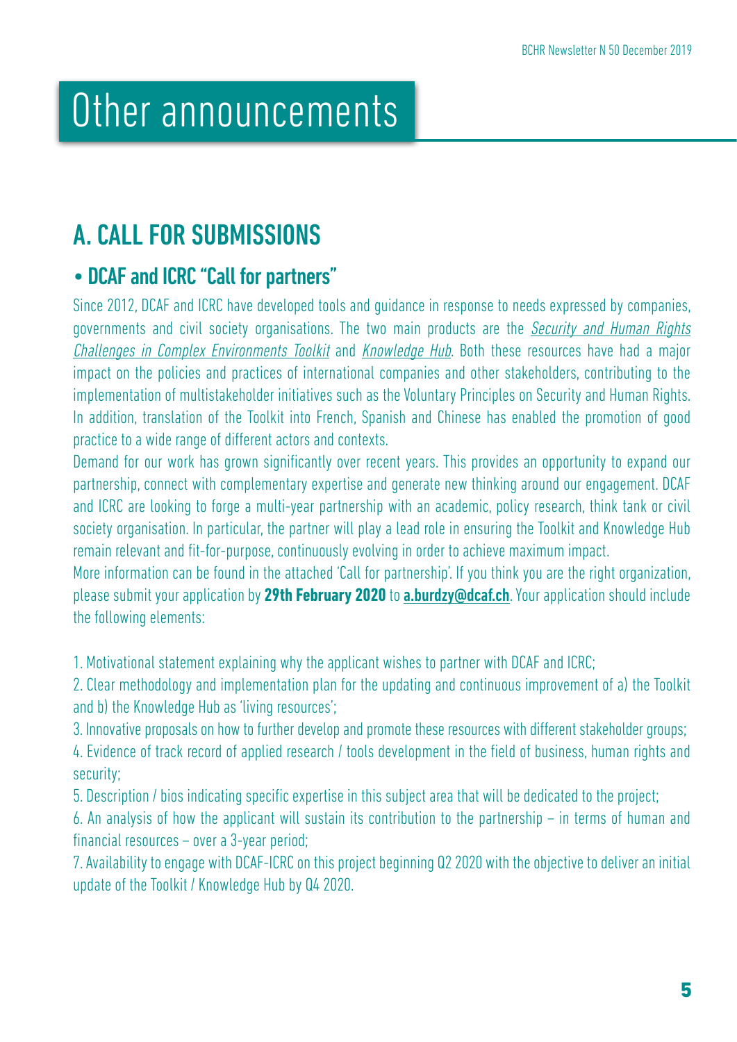# Other announcements

## A. CALL FOR SUBMISSIONS

### • DCAF and ICRC "Call for partners"

Since 2012, DCAF and ICRC have developed tools and guidance in response to needs expressed by companies, governments and civil society organisations. The two main products are the *Security and Human Rights Challenges in Complex Environments Toolkit* and *Knowledge Hub*. Both these resources have had a major impact on the policies and practices of international companies and other stakeholders, contributing to the implementation of multistakeholder initiatives such as the Voluntary Principles on Security and Human Rights. In addition, translation of the Toolkit into French, Spanish and Chinese has enabled the promotion of good practice to a wide range of different actors and contexts.

Demand for our work has grown significantly over recent years. This provides an opportunity to expand our partnership, connect with complementary expertise and generate new thinking around our engagement. DCAF and ICRC are looking to forge a multi-year partnership with an academic, policy research, think tank or civil society organisation. In particular, the partner will play a lead role in ensuring the Toolkit and Knowledge Hub remain relevant and fit-for-purpose, continuously evolving in order to achieve maximum impact.

More information can be found in the attached 'Call for partnership'. If you think you are the right organization, please submit your application by **29th February 2020** to **a.burdzy@dcaf.ch**. Your application should include the following elements:

1. Motivational statement explaining why the applicant wishes to partner with DCAF and ICRC;
2. Clear methodology and implementation plan for the updating and continuous improvement of a) the Toolkit and b) the Knowledge Hub as 'living resources';
3. Innovative proposals on how to further develop and promote these resources with different stakeholder groups;
4. Evidence of track record of applied research / tools development in the field of business, human rights and security;
5. Description / bios indicating specific expertise in this subject area that will be dedicated to the project;
6. An analysis of how the applicant will sustain its contribution to the partnership – in terms of human and financial resources – over a 3-year period;
7. Availability to engage with DCAF-ICRC on this project beginning Q2 2020 with the objective to deliver an initial update of the Toolkit / Knowledge Hub by Q4 2020.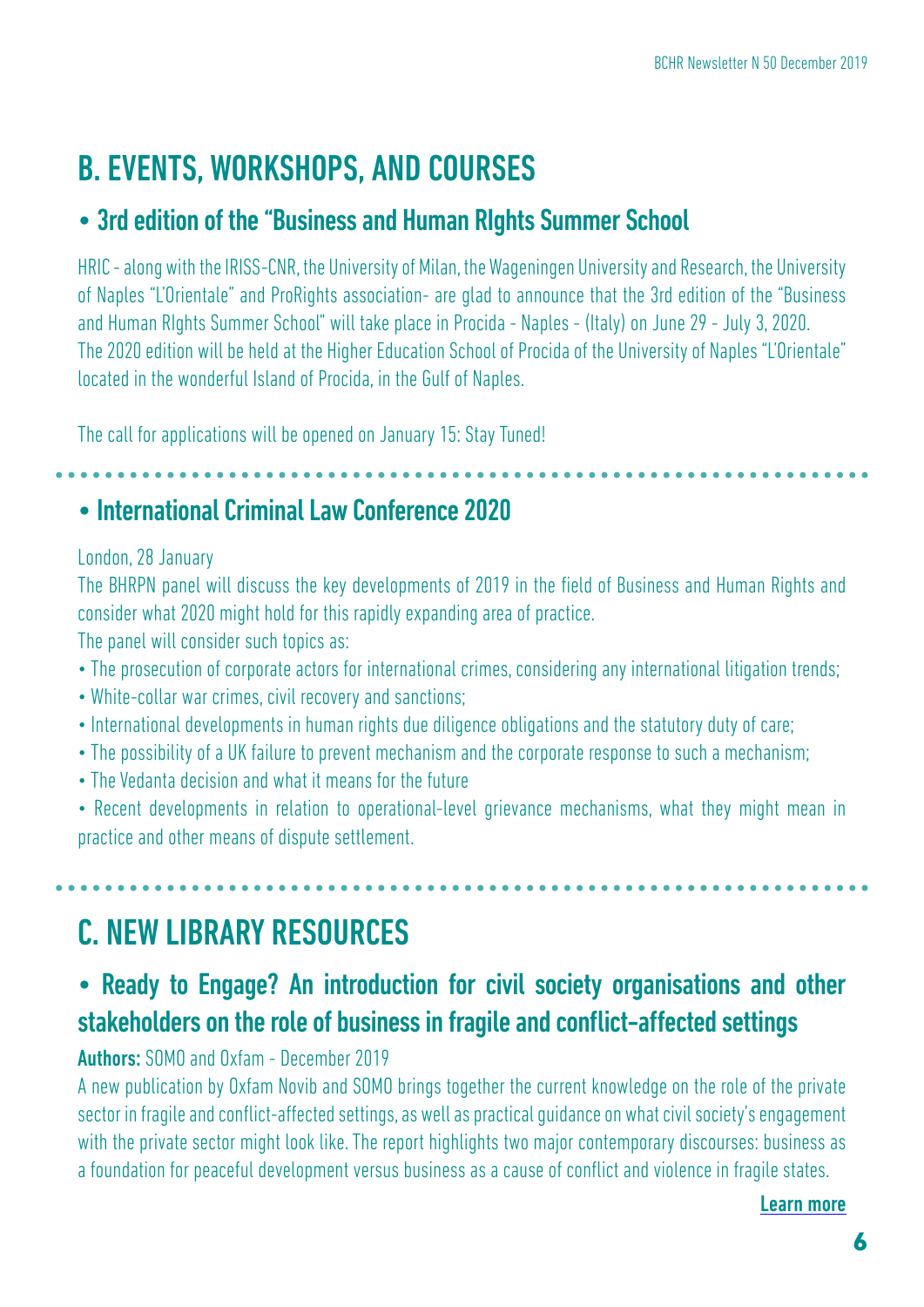# B. EVENTS, WORKSHOPS, AND COURSES

## • 3rd edition of the "Business and Human RIghts Summer School

HRIC - along with the IRISS-CNR, the University of Milan, the Wageningen University and Research, the University of Naples "L'Orientale" and ProRights association- are glad to announce that the 3rd edition of the "Business and Human RIghts Summer School" will take place in Procida - Naples - (Italy) on June 29 - July 3, 2020.
The 2020 edition will be held at the Higher Education School of Procida of the University of Naples "L'Orientale" located in the wonderful Island of Procida, in the Gulf of Naples.

The call for applications will be opened on January 15: Stay Tuned!

## • International Criminal Law Conference 2020

London, 28 January
The BHRPN panel will discuss the key developments of 2019 in the field of Business and Human Rights and consider what 2020 might hold for this rapidly expanding area of practice.
The panel will consider such topics as:

- The prosecution of corporate actors for international crimes, considering any international litigation trends;
- White-collar war crimes, civil recovery and sanctions;
- International developments in human rights due diligence obligations and the statutory duty of care;
- The possibility of a UK failure to prevent mechanism and the corporate response to such a mechanism;
- The Vedanta decision and what it means for the future
- Recent developments in relation to operational-level grievance mechanisms, what they might mean in practice and other means of dispute settlement.

# C. NEW LIBRARY RESOURCES

## • Ready to Engage? An introduction for civil society organisations and other stakeholders on the role of business in fragile and conflict-affected settings

**Authors:** SOMO and Oxfam - December 2019
A new publication by Oxfam Novib and SOMO brings together the current knowledge on the role of the private sector in fragile and conflict-affected settings, as well as practical guidance on what civil society's engagement with the private sector might look like. The report highlights two major contemporary discourses: business as a foundation for peaceful development versus business as a cause of conflict and violence in fragile states.

Learn more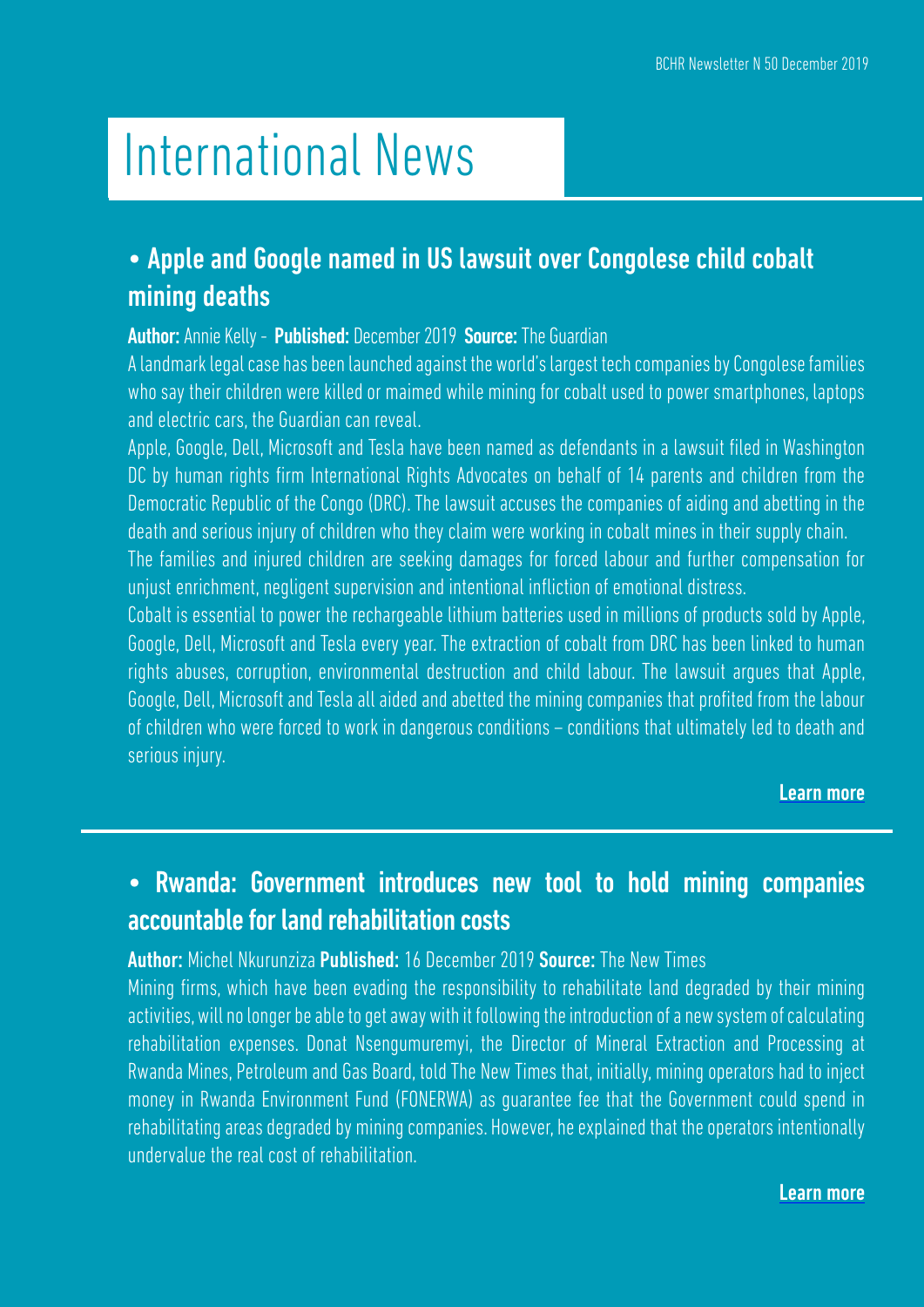# International News

## • Apple and Google named in US lawsuit over Congolese child cobalt mining deaths

**Author:** Annie Kelly - **Published:** December 2019 **Source:** The Guardian

A landmark legal case has been launched against the world's largest tech companies by Congolese families who say their children were killed or maimed while mining for cobalt used to power smartphones, laptops and electric cars, the Guardian can reveal.

Apple, Google, Dell, Microsoft and Tesla have been named as defendants in a lawsuit filed in Washington DC by human rights firm International Rights Advocates on behalf of 14 parents and children from the Democratic Republic of the Congo (DRC). The lawsuit accuses the companies of aiding and abetting in the death and serious injury of children who they claim were working in cobalt mines in their supply chain.

The families and injured children are seeking damages for forced labour and further compensation for unjust enrichment, negligent supervision and intentional infliction of emotional distress.

Cobalt is essential to power the rechargeable lithium batteries used in millions of products sold by Apple, Google, Dell, Microsoft and Tesla every year. The extraction of cobalt from DRC has been linked to human rights abuses, corruption, environmental destruction and child labour. The lawsuit argues that Apple, Google, Dell, Microsoft and Tesla all aided and abetted the mining companies that profited from the labour of children who were forced to work in dangerous conditions – conditions that ultimately led to death and serious injury.

**Learn more**

---

## • Rwanda: Government introduces new tool to hold mining companies accountable for land rehabilitation costs

**Author:** Michel Nkurunziza **Published:** 16 December 2019 **Source:** The New Times

Mining firms, which have been evading the responsibility to rehabilitate land degraded by their mining activities, will no longer be able to get away with it following the introduction of a new system of calculating rehabilitation expenses. Donat Nsengumuremyi, the Director of Mineral Extraction and Processing at Rwanda Mines, Petroleum and Gas Board, told The New Times that, initially, mining operators had to inject money in Rwanda Environment Fund (FONERWA) as guarantee fee that the Government could spend in rehabilitating areas degraded by mining companies. However, he explained that the operators intentionally undervalue the real cost of rehabilitation.

**Learn more**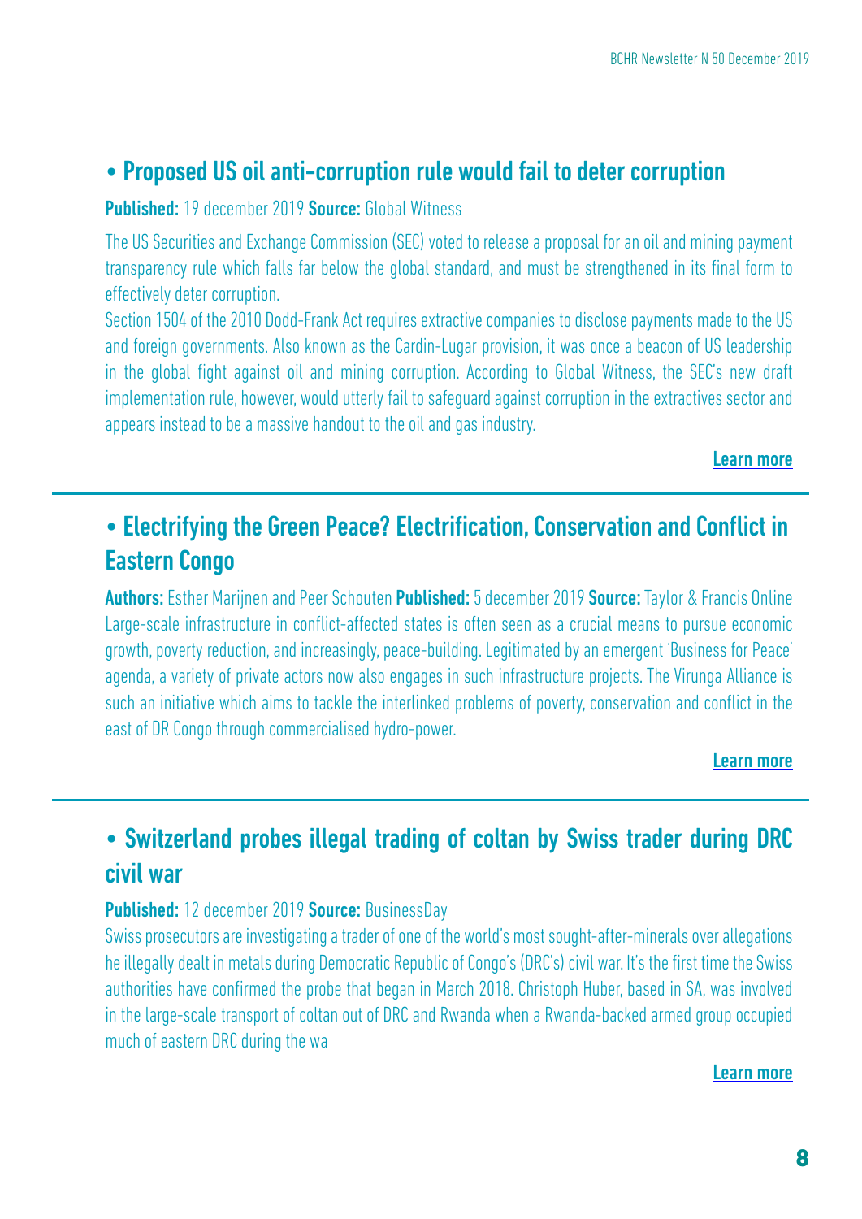## • Proposed US oil anti-corruption rule would fail to deter corruption

**Published:** 19 december 2019 **Source:** Global Witness

The US Securities and Exchange Commission (SEC) voted to release a proposal for an oil and mining payment transparency rule which falls far below the global standard, and must be strengthened in its final form to effectively deter corruption.

Section 1504 of the 2010 Dodd-Frank Act requires extractive companies to disclose payments made to the US and foreign governments. Also known as the Cardin-Lugar provision, it was once a beacon of US leadership in the global fight against oil and mining corruption. According to Global Witness, the SEC's new draft implementation rule, however, would utterly fail to safeguard against corruption in the extractives sector and appears instead to be a massive handout to the oil and gas industry.

**Learn more**

---

## • Electrifying the Green Peace? Electrification, Conservation and Conflict in Eastern Congo

**Authors:** Esther Marijnen and Peer Schouten **Published:** 5 december 2019 **Source:** Taylor & Francis Online

Large-scale infrastructure in conflict-affected states is often seen as a crucial means to pursue economic growth, poverty reduction, and increasingly, peace-building. Legitimated by an emergent 'Business for Peace' agenda, a variety of private actors now also engages in such infrastructure projects. The Virunga Alliance is such an initiative which aims to tackle the interlinked problems of poverty, conservation and conflict in the east of DR Congo through commercialised hydro-power.

**Learn more**

---

## • Switzerland probes illegal trading of coltan by Swiss trader during DRC civil war

**Published:** 12 december 2019 **Source:** BusinessDay

Swiss prosecutors are investigating a trader of one of the world's most sought-after-minerals over allegations he illegally dealt in metals during Democratic Republic of Congo's (DRC's) civil war. It's the first time the Swiss authorities have confirmed the probe that began in March 2018. Christoph Huber, based in SA, was involved in the large-scale transport of coltan out of DRC and Rwanda when a Rwanda-backed armed group occupied much of eastern DRC during the wa

**Learn more**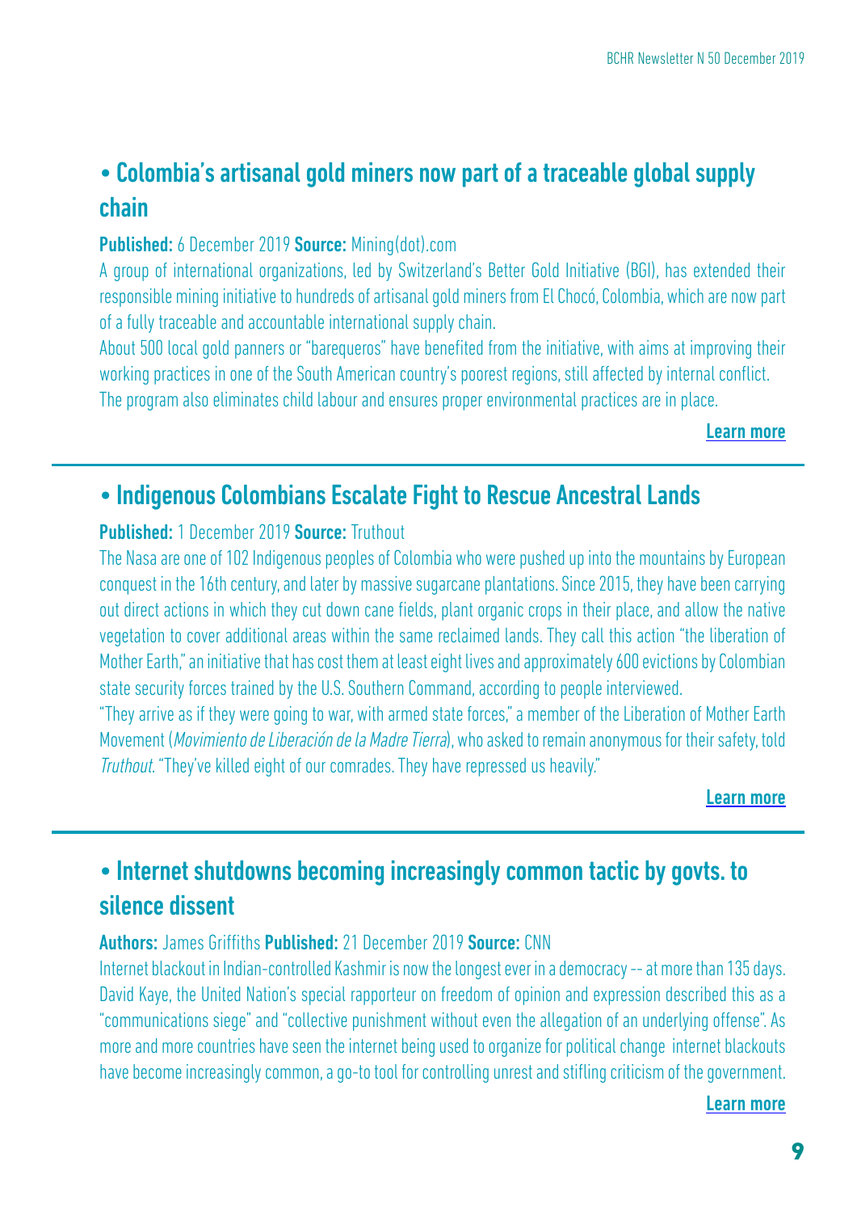## • Colombia's artisanal gold miners now part of a traceable global supply chain

**Published:** 6 December 2019 **Source:** Mining(dot).com

A group of international organizations, led by Switzerland's Better Gold Initiative (BGI), has extended their responsible mining initiative to hundreds of artisanal gold miners from El Chocó, Colombia, which are now part of a fully traceable and accountable international supply chain.

About 500 local gold panners or "barequeros" have benefited from the initiative, with aims at improving their working practices in one of the South American country's poorest regions, still affected by internal conflict. The program also eliminates child labour and ensures proper environmental practices are in place.

**Learn more**

## • Indigenous Colombians Escalate Fight to Rescue Ancestral Lands

**Published:** 1 December 2019 **Source:** Truthout

The Nasa are one of 102 Indigenous peoples of Colombia who were pushed up into the mountains by European conquest in the 16th century, and later by massive sugarcane plantations. Since 2015, they have been carrying out direct actions in which they cut down cane fields, plant organic crops in their place, and allow the native vegetation to cover additional areas within the same reclaimed lands. They call this action "the liberation of Mother Earth," an initiative that has cost them at least eight lives and approximately 600 evictions by Colombian state security forces trained by the U.S. Southern Command, according to people interviewed.

"They arrive as if they were going to war, with armed state forces," a member of the Liberation of Mother Earth Movement (*Movimiento de Liberación de la Madre Tierra*), who asked to remain anonymous for their safety, told *Truthout*. "They've killed eight of our comrades. They have repressed us heavily."

**Learn more**

## • Internet shutdowns becoming increasingly common tactic by govts. to silence dissent

**Authors:** James Griffiths **Published:** 21 December 2019 **Source:** CNN

Internet blackout in Indian-controlled Kashmir is now the longest ever in a democracy -- at more than 135 days. David Kaye, the United Nation's special rapporteur on freedom of opinion and expression described this as a "communications siege" and "collective punishment without even the allegation of an underlying offense". As more and more countries have seen the internet being used to organize for political change internet blackouts have become increasingly common, a go-to tool for controlling unrest and stifling criticism of the government.

**Learn more**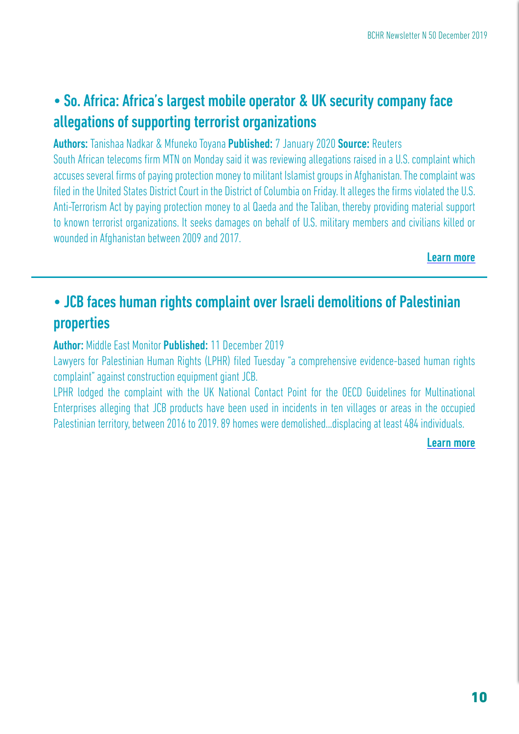## • So. Africa: Africa's largest mobile operator & UK security company face allegations of supporting terrorist organizations

**Authors:** Tanishaa Nadkar & Mfuneko Toyana **Published:** 7 January 2020 **Source:** Reuters

South African telecoms firm MTN on Monday said it was reviewing allegations raised in a U.S. complaint which accuses several firms of paying protection money to militant Islamist groups in Afghanistan. The complaint was filed in the United States District Court in the District of Columbia on Friday. It alleges the firms violated the U.S. Anti-Terrorism Act by paying protection money to al Qaeda and the Taliban, thereby providing material support to known terrorist organizations. It seeks damages on behalf of U.S. military members and civilians killed or wounded in Afghanistan between 2009 and 2017.

**Learn more**

---

## • JCB faces human rights complaint over Israeli demolitions of Palestinian properties

**Author:** Middle East Monitor **Published:** 11 December 2019

Lawyers for Palestinian Human Rights (LPHR) filed Tuesday "a comprehensive evidence-based human rights complaint" against construction equipment giant JCB.

LPHR lodged the complaint with the UK National Contact Point for the OECD Guidelines for Multinational Enterprises alleging that JCB products have been used in incidents in ten villages or areas in the occupied Palestinian territory, between 2016 to 2019. 89 homes were demolished…displacing at least 484 individuals.

**Learn more**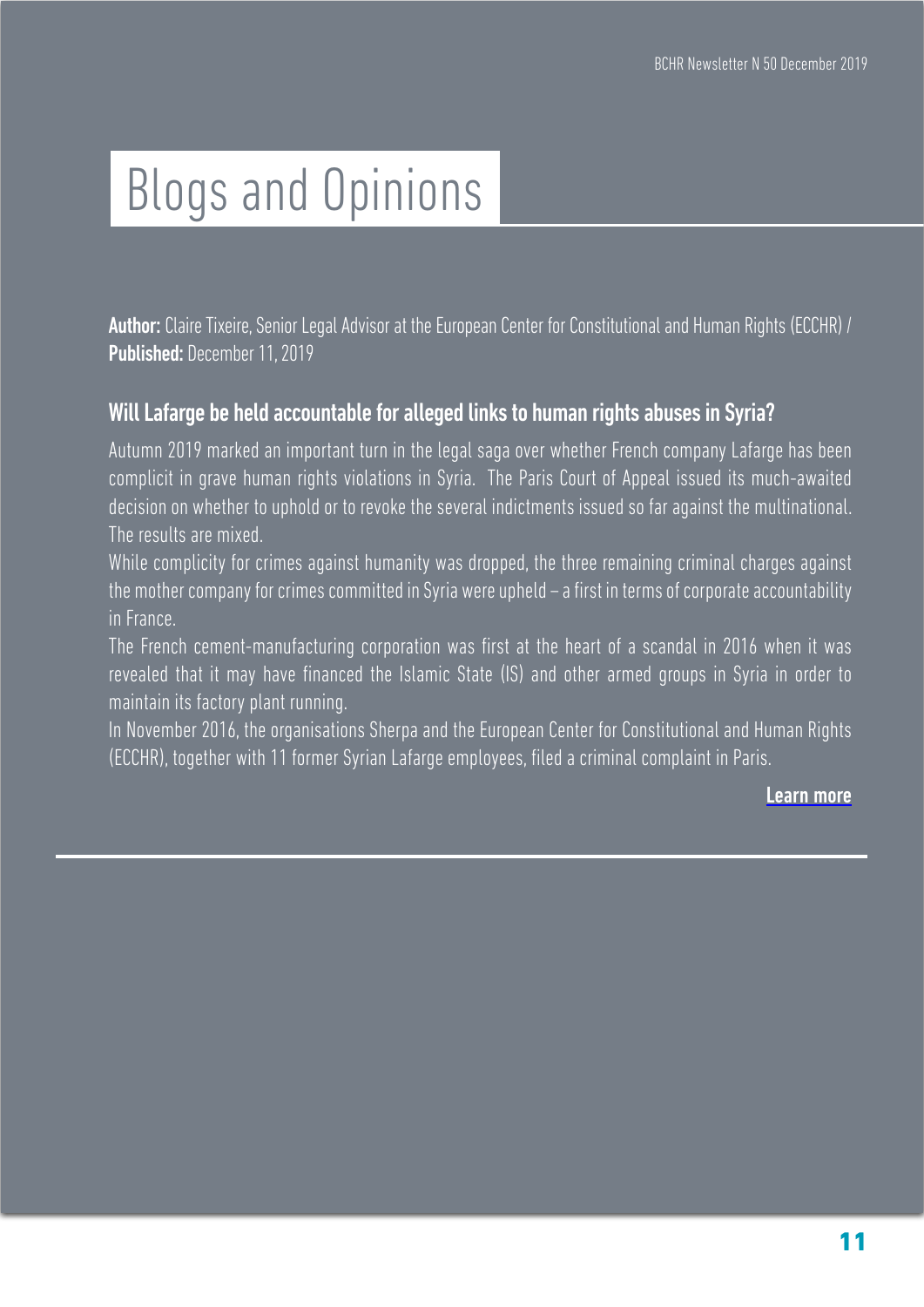# Blogs and Opinions

**Author:** Claire Tixeire, Senior Legal Advisor at the European Center for Constitutional and Human Rights (ECCHR) / **Published:** December 11, 2019

## Will Lafarge be held accountable for alleged links to human rights abuses in Syria?

Autumn 2019 marked an important turn in the legal saga over whether French company Lafarge has been complicit in grave human rights violations in Syria. The Paris Court of Appeal issued its much-awaited decision on whether to uphold or to revoke the several indictments issued so far against the multinational. The results are mixed.

While complicity for crimes against humanity was dropped, the three remaining criminal charges against the mother company for crimes committed in Syria were upheld – a first in terms of corporate accountability in France.

The French cement-manufacturing corporation was first at the heart of a scandal in 2016 when it was revealed that it may have financed the Islamic State (IS) and other armed groups in Syria in order to maintain its factory plant running.

In November 2016, the organisations Sherpa and the European Center for Constitutional and Human Rights (ECCHR), together with 11 former Syrian Lafarge employees, filed a criminal complaint in Paris.

**Learn more**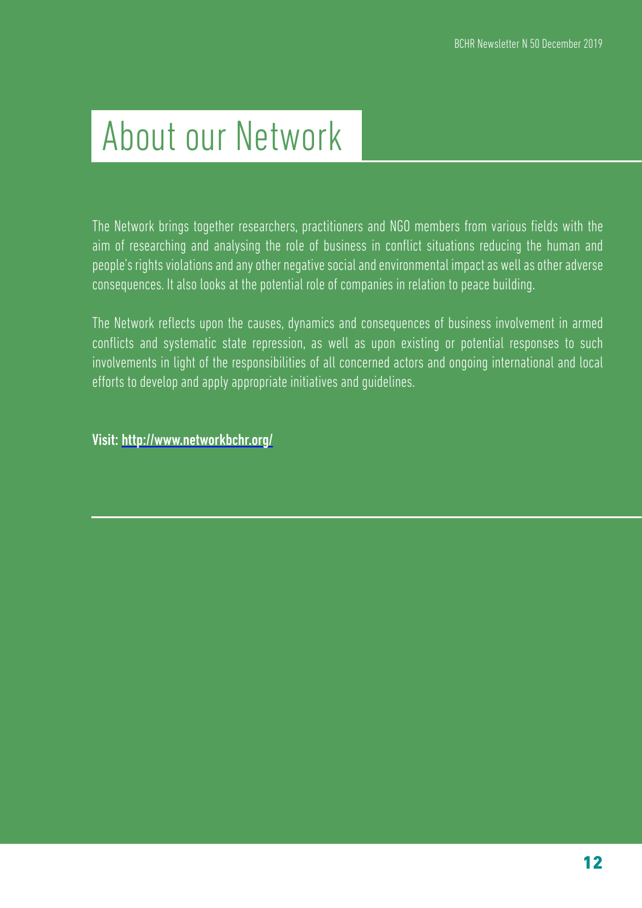# About our Network

The Network brings together researchers, practitioners and NGO members from various fields with the aim of researching and analysing the role of business in conflict situations reducing the human and people's rights violations and any other negative social and environmental impact as well as other adverse consequences. It also looks at the potential role of companies in relation to peace building.

The Network reflects upon the causes, dynamics and consequences of business involvement in armed conflicts and systematic state repression, as well as upon existing or potential responses to such involvements in light of the responsibilities of all concerned actors and ongoing international and local efforts to develop and apply appropriate initiatives and guidelines.

**Visit: [http://www.networkbchr.org/](http://www.networkbchr.org/)**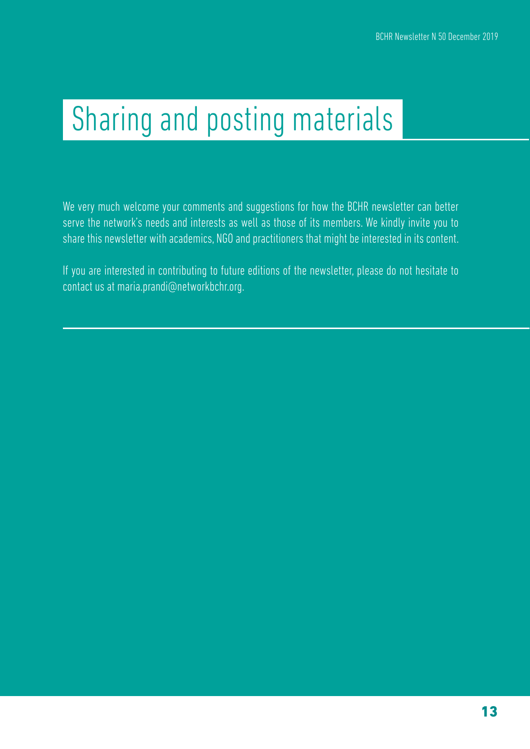# Sharing and posting materials

We very much welcome your comments and suggestions for how the BCHR newsletter can better serve the network's needs and interests as well as those of its members. We kindly invite you to share this newsletter with academics, NGO and practitioners that might be interested in its content.

If you are interested in contributing to future editions of the newsletter, please do not hesitate to contact us at maria.prandi@networkbchr.org.